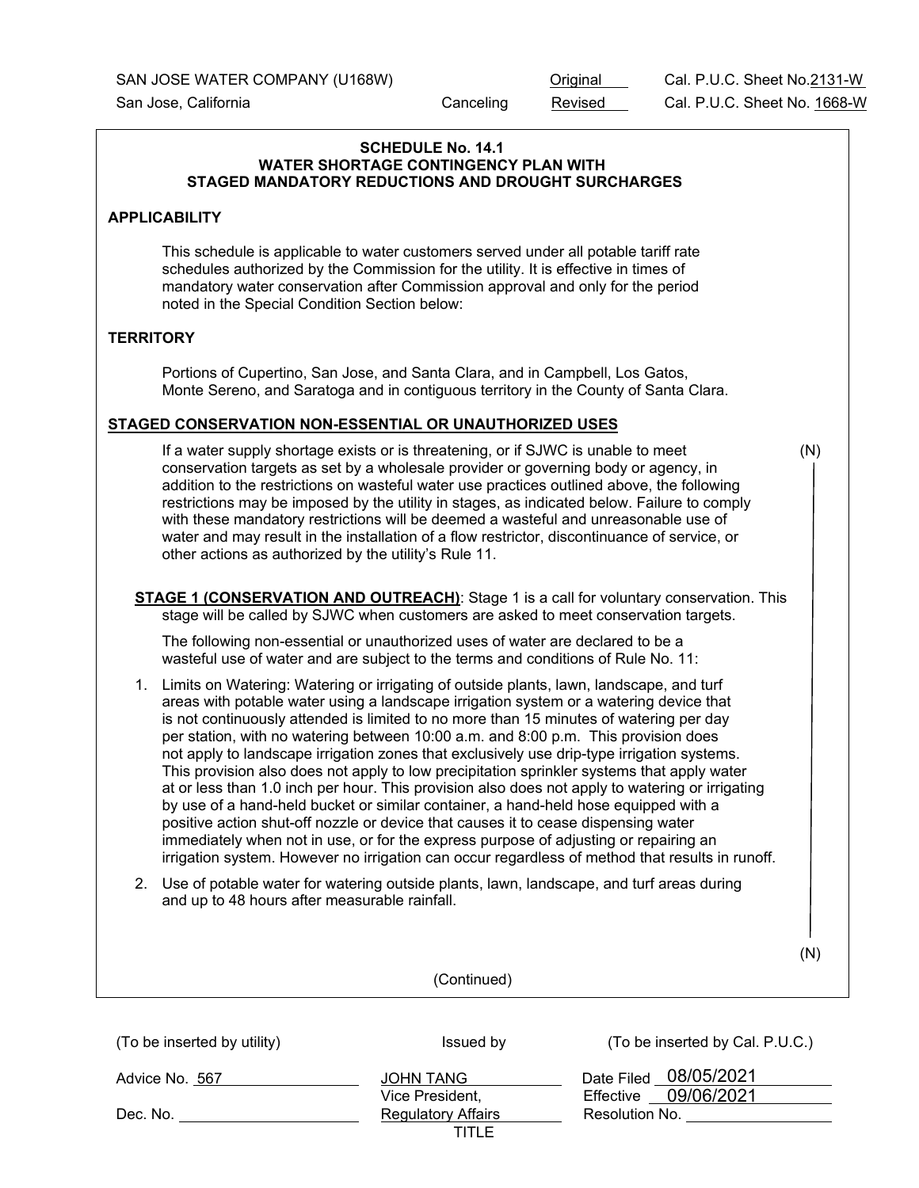SAN JOSE WATER COMPANY (U168W) | Original Cal. P.U.C. Sheet No. 2131-W
San Jose, California | Canceling Revised Cal. P.U.C. Sheet No. 1668-W

## SCHEDULE No. 14.1
## WATER SHORTAGE CONTINGENCY PLAN WITH STAGED MANDATORY REDUCTIONS AND DROUGHT SURCHARGES

### APPLICABILITY

This schedule is applicable to water customers served under all potable tariff rate schedules authorized by the Commission for the utility. It is effective in times of mandatory water conservation after Commission approval and only for the period noted in the Special Condition Section below:

### TERRITORY

Portions of Cupertino, San Jose, and Santa Clara, and in Campbell, Los Gatos, Monte Sereno, and Saratoga and in contiguous territory in the County of Santa Clara.

### STAGED CONSERVATION NON-ESSENTIAL OR UNAUTHORIZED USES

(N)

If a water supply shortage exists or is threatening, or if SJWC is unable to meet conservation targets as set by a wholesale provider or governing body or agency, in addition to the restrictions on wasteful water use practices outlined above, the following restrictions may be imposed by the utility in stages, as indicated below. Failure to comply with these mandatory restrictions will be deemed a wasteful and unreasonable use of water and may result in the installation of a flow restrictor, discontinuance of service, or other actions as authorized by the utility's Rule 11.

**STAGE 1 (CONSERVATION AND OUTREACH)**: Stage 1 is a call for voluntary conservation. This stage will be called by SJWC when customers are asked to meet conservation targets.

The following non-essential or unauthorized uses of water are declared to be a wasteful use of water and are subject to the terms and conditions of Rule No. 11:

1. Limits on Watering: Watering or irrigating of outside plants, lawn, landscape, and turf areas with potable water using a landscape irrigation system or a watering device that is not continuously attended is limited to no more than 15 minutes of watering per day per station, with no watering between 10:00 a.m. and 8:00 p.m. This provision does not apply to landscape irrigation zones that exclusively use drip-type irrigation systems. This provision also does not apply to low precipitation sprinkler systems that apply water at or less than 1.0 inch per hour. This provision also does not apply to watering or irrigating by use of a hand-held bucket or similar container, a hand-held hose equipped with a positive action shut-off nozzle or device that causes it to cease dispensing water immediately when not in use, or for the express purpose of adjusting or repairing an irrigation system. However no irrigation can occur regardless of method that results in runoff.
2. Use of potable water for watering outside plants, lawn, landscape, and turf areas during and up to 48 hours after measurable rainfall.

(N)

(Continued)

| (To be inserted by utility) | Issued by | (To be inserted by Cal. P.U.C.) |
|---|---|---|
| Advice No. 567 | JOHN TANG | Date Filed 08/05/2021 |
| | Vice President, | Effective 09/06/2021 |
| Dec. No. | Regulatory Affairs | Resolution No. |
| | TITLE | |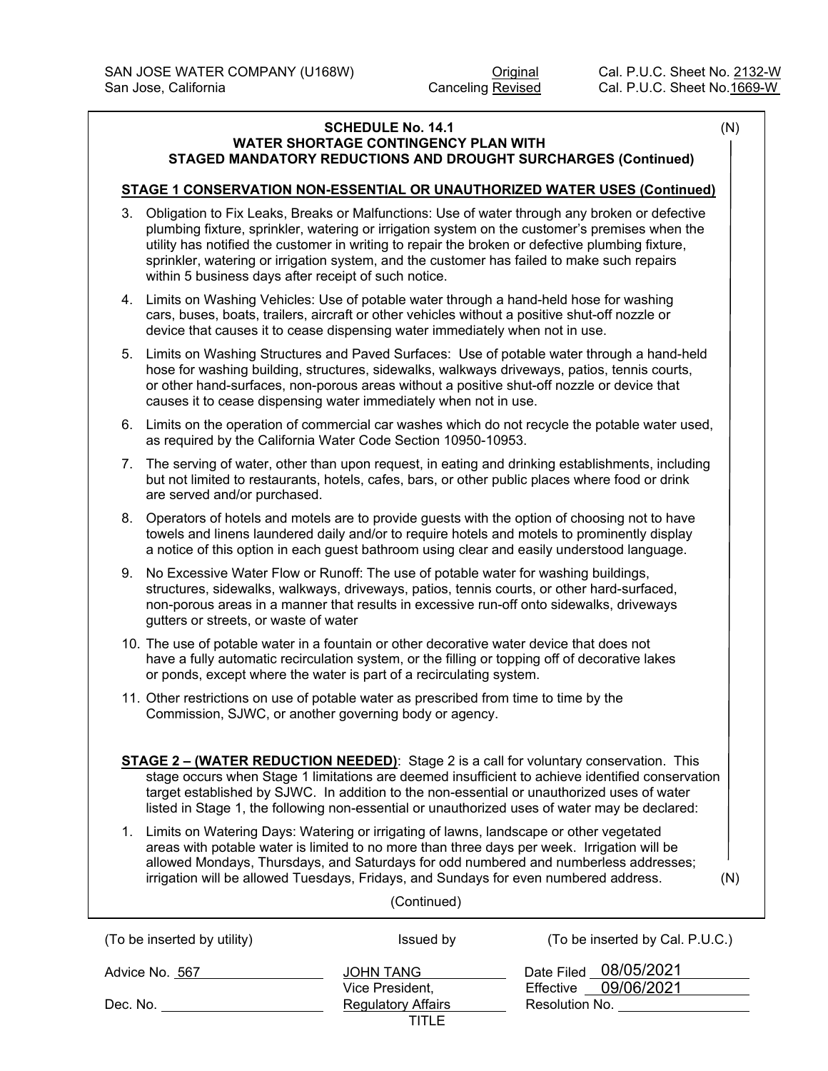SAN JOSE WATER COMPANY (U168W) Original Cal. P.U.C. Sheet No. 2132-W
San Jose, California Canceling Revised Cal. P.U.C. Sheet No. 1669-W

**SCHEDULE No. 14.1**
**WATER SHORTAGE CONTINGENCY PLAN WITH**
**STAGED MANDATORY REDUCTIONS AND DROUGHT SURCHARGES (Continued)**

(N)

**STAGE 1 CONSERVATION NON-ESSENTIAL OR UNAUTHORIZED WATER USES (Continued)**

3. Obligation to Fix Leaks, Breaks or Malfunctions: Use of water through any broken or defective plumbing fixture, sprinkler, watering or irrigation system on the customer's premises when the utility has notified the customer in writing to repair the broken or defective plumbing fixture, sprinkler, watering or irrigation system, and the customer has failed to make such repairs within 5 business days after receipt of such notice.
4. Limits on Washing Vehicles: Use of potable water through a hand-held hose for washing cars, buses, boats, trailers, aircraft or other vehicles without a positive shut-off nozzle or device that causes it to cease dispensing water immediately when not in use.
5. Limits on Washing Structures and Paved Surfaces: Use of potable water through a hand-held hose for washing building, structures, sidewalks, walkways driveways, patios, tennis courts, or other hand-surfaces, non-porous areas without a positive shut-off nozzle or device that causes it to cease dispensing water immediately when not in use.
6. Limits on the operation of commercial car washes which do not recycle the potable water used, as required by the California Water Code Section 10950-10953.
7. The serving of water, other than upon request, in eating and drinking establishments, including but not limited to restaurants, hotels, cafes, bars, or other public places where food or drink are served and/or purchased.
8. Operators of hotels and motels are to provide guests with the option of choosing not to have towels and linens laundered daily and/or to require hotels and motels to prominently display a notice of this option in each guest bathroom using clear and easily understood language.
9. No Excessive Water Flow or Runoff: The use of potable water for washing buildings, structures, sidewalks, walkways, driveways, patios, tennis courts, or other hard-surfaced, non-porous areas in a manner that results in excessive run-off onto sidewalks, driveways gutters or streets, or waste of water
10. The use of potable water in a fountain or other decorative water device that does not have a fully automatic recirculation system, or the filling or topping off of decorative lakes or ponds, except where the water is part of a recirculating system.
11. Other restrictions on use of potable water as prescribed from time to time by the Commission, SJWC, or another governing body or agency.

**STAGE 2 – (WATER REDUCTION NEEDED)**: Stage 2 is a call for voluntary conservation. This stage occurs when Stage 1 limitations are deemed insufficient to achieve identified conservation target established by SJWC. In addition to the non-essential or unauthorized uses of water listed in Stage 1, the following non-essential or unauthorized uses of water may be declared:

1. Limits on Watering Days: Watering or irrigating of lawns, landscape or other vegetated areas with potable water is limited to no more than three days per week. Irrigation will be allowed Mondays, Thursdays, and Saturdays for odd numbered and numberless addresses; irrigation will be allowed Tuesdays, Fridays, and Sundays for even numbered address. (N)

(Continued)

| (To be inserted by utility) | Issued by | (To be inserted by Cal. P.U.C.) |
|---|---|---|
| Advice No. 567 | JOHN TANG | Date Filed 08/05/2021 |
| | Vice President, | Effective 09/06/2021 |
| Dec. No. | Regulatory Affairs | Resolution No. |
| | TITLE | |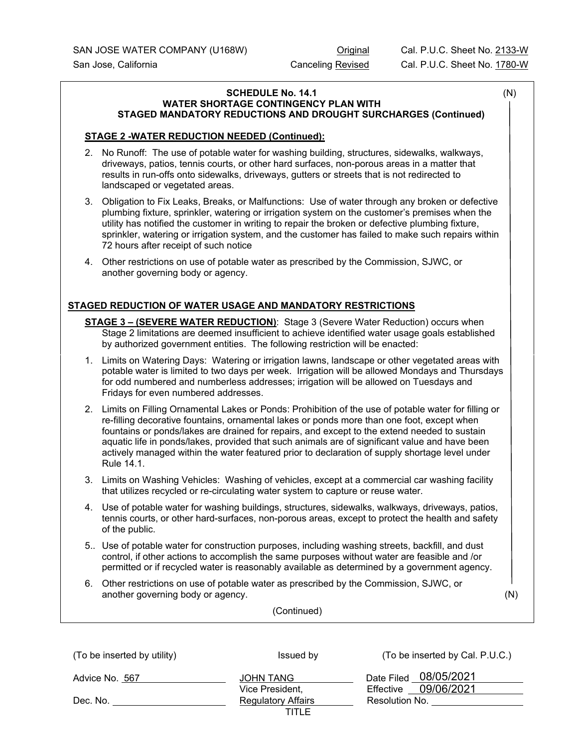SAN JOSE WATER COMPANY (U168W) — Original Cal. P.U.C. Sheet No. 2133-W
San Jose, California — Canceling Revised Cal. P.U.C. Sheet No. 1780-W

**SCHEDULE No. 14.1** (N)
**WATER SHORTAGE CONTINGENCY PLAN WITH**
**STAGED MANDATORY REDUCTIONS AND DROUGHT SURCHARGES (Continued)**

**STAGE 2 -WATER REDUCTION NEEDED (Continued):**

2. No Runoff: The use of potable water for washing building, structures, sidewalks, walkways, driveways, patios, tennis courts, or other hard surfaces, non-porous areas in a matter that results in run-offs onto sidewalks, driveways, gutters or streets that is not redirected to landscaped or vegetated areas.
3. Obligation to Fix Leaks, Breaks, or Malfunctions: Use of water through any broken or defective plumbing fixture, sprinkler, watering or irrigation system on the customer's premises when the utility has notified the customer in writing to repair the broken or defective plumbing fixture, sprinkler, watering or irrigation system, and the customer has failed to make such repairs within 72 hours after receipt of such notice
4. Other restrictions on use of potable water as prescribed by the Commission, SJWC, or another governing body or agency.

**STAGED REDUCTION OF WATER USAGE AND MANDATORY RESTRICTIONS**

**STAGE 3 – (SEVERE WATER REDUCTION)**: Stage 3 (Severe Water Reduction) occurs when Stage 2 limitations are deemed insufficient to achieve identified water usage goals established by authorized government entities. The following restriction will be enacted:

1. Limits on Watering Days: Watering or irrigation lawns, landscape or other vegetated areas with potable water is limited to two days per week. Irrigation will be allowed Mondays and Thursdays for odd numbered and numberless addresses; irrigation will be allowed on Tuesdays and Fridays for even numbered addresses.
2. Limits on Filling Ornamental Lakes or Ponds: Prohibition of the use of potable water for filling or re-filling decorative fountains, ornamental lakes or ponds more than one foot, except when fountains or ponds/lakes are drained for repairs, and except to the extend needed to sustain aquatic life in ponds/lakes, provided that such animals are of significant value and have been actively managed within the water featured prior to declaration of supply shortage level under Rule 14.1.
3. Limits on Washing Vehicles: Washing of vehicles, except at a commercial car washing facility that utilizes recycled or re-circulating water system to capture or reuse water.
4. Use of potable water for washing buildings, structures, sidewalks, walkways, driveways, patios, tennis courts, or other hard-surfaces, non-porous areas, except to protect the health and safety of the public.
5. Use of potable water for construction purposes, including washing streets, backfill, and dust control, if other actions to accomplish the same purposes without water are feasible and /or permitted or if recycled water is reasonably available as determined by a government agency.
6. Other restrictions on use of potable water as prescribed by the Commission, SJWC, or another governing body or agency. (N)

(Continued)

| (To be inserted by utility) | Issued by | (To be inserted by Cal. P.U.C.) |
|---|---|---|
| Advice No. 567 | JOHN TANG | Date Filed 08/05/2021 |
| Dec. No. | Vice President, Regulatory Affairs | Effective 09/06/2021 |
| | TITLE | Resolution No. |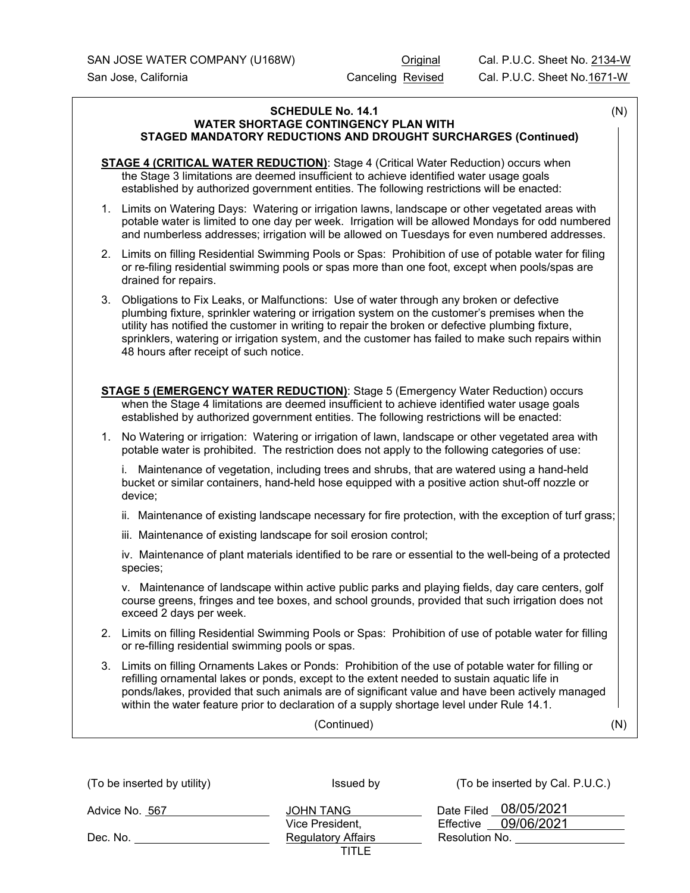SAN JOSE WATER COMPANY (U168W) Original Cal. P.U.C. Sheet No. 2134-W
San Jose, California Canceling Revised Cal. P.U.C. Sheet No.1671-W

**SCHEDULE No. 14.1**
**WATER SHORTAGE CONTINGENCY PLAN WITH**
**STAGED MANDATORY REDUCTIONS AND DROUGHT SURCHARGES (Continued)**

(N)

**STAGE 4 (CRITICAL WATER REDUCTION)**: Stage 4 (Critical Water Reduction) occurs when the Stage 3 limitations are deemed insufficient to achieve identified water usage goals established by authorized government entities. The following restrictions will be enacted:

1. Limits on Watering Days: Watering or irrigation lawns, landscape or other vegetated areas with potable water is limited to one day per week. Irrigation will be allowed Mondays for odd numbered and numberless addresses; irrigation will be allowed on Tuesdays for even numbered addresses.
2. Limits on filling Residential Swimming Pools or Spas: Prohibition of use of potable water for filing or re-filing residential swimming pools or spas more than one foot, except when pools/spas are drained for repairs.
3. Obligations to Fix Leaks, or Malfunctions: Use of water through any broken or defective plumbing fixture, sprinkler watering or irrigation system on the customer's premises when the utility has notified the customer in writing to repair the broken or defective plumbing fixture, sprinklers, watering or irrigation system, and the customer has failed to make such repairs within 48 hours after receipt of such notice.

**STAGE 5 (EMERGENCY WATER REDUCTION)**: Stage 5 (Emergency Water Reduction) occurs when the Stage 4 limitations are deemed insufficient to achieve identified water usage goals established by authorized government entities. The following restrictions will be enacted:

1. No Watering or irrigation: Watering or irrigation of lawn, landscape or other vegetated area with potable water is prohibited. The restriction does not apply to the following categories of use:

   i. Maintenance of vegetation, including trees and shrubs, that are watered using a hand-held bucket or similar containers, hand-held hose equipped with a positive action shut-off nozzle or device;

   ii. Maintenance of existing landscape necessary for fire protection, with the exception of turf grass;

   iii. Maintenance of existing landscape for soil erosion control;

   iv. Maintenance of plant materials identified to be rare or essential to the well-being of a protected species;

   v. Maintenance of landscape within active public parks and playing fields, day care centers, golf course greens, fringes and tee boxes, and school grounds, provided that such irrigation does not exceed 2 days per week.

2. Limits on filling Residential Swimming Pools or Spas: Prohibition of use of potable water for filling or re-filling residential swimming pools or spas.
3. Limits on filling Ornaments Lakes or Ponds: Prohibition of the use of potable water for filling or refilling ornamental lakes or ponds, except to the extent needed to sustain aquatic life in ponds/lakes, provided that such animals are of significant value and have been actively managed within the water feature prior to declaration of a supply shortage level under Rule 14.1.

(Continued) (N)

| (To be inserted by utility) | Issued by | (To be inserted by Cal. P.U.C.) |
|---|---|---|
| Advice No. 567 | JOHN TANG | Date Filed 08/05/2021 |
| Dec. No. | Vice President, Regulatory Affairs | Effective 09/06/2021 |
| | TITLE | Resolution No. |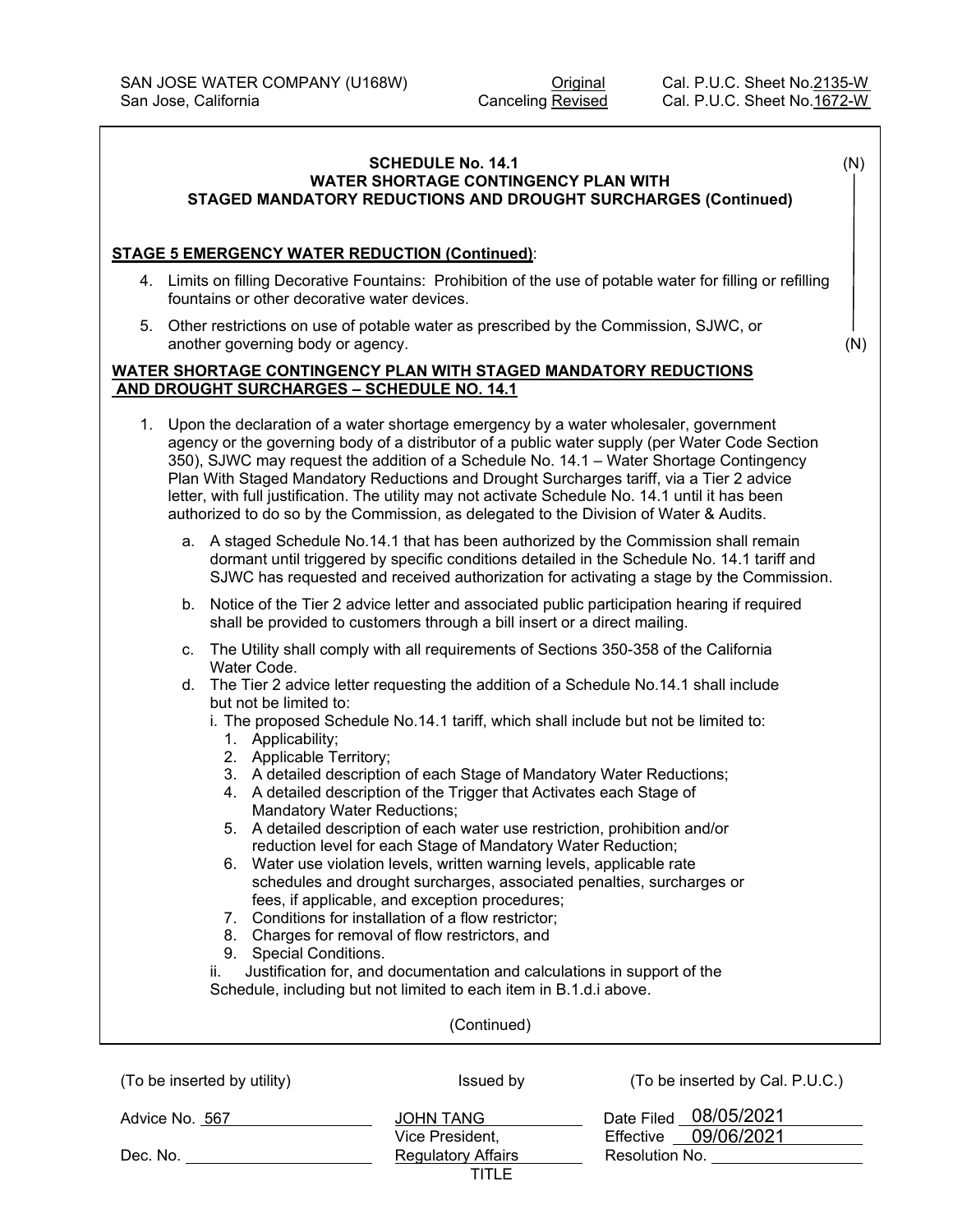SAN JOSE WATER COMPANY (U168W) Original Cal. P.U.C. Sheet No. 2135-W
San Jose, California Canceling Revised Cal. P.U.C. Sheet No. 1672-W

**SCHEDULE No. 14.1**
**WATER SHORTAGE CONTINGENCY PLAN WITH**
**STAGED MANDATORY REDUCTIONS AND DROUGHT SURCHARGES (Continued)**

(N)

**STAGE 5 EMERGENCY WATER REDUCTION (Continued)**:

4. Limits on filling Decorative Fountains: Prohibition of the use of potable water for filling or refilling fountains or other decorative water devices.
5. Other restrictions on use of potable water as prescribed by the Commission, SJWC, or another governing body or agency. (N)

**WATER SHORTAGE CONTINGENCY PLAN WITH STAGED MANDATORY REDUCTIONS AND DROUGHT SURCHARGES – SCHEDULE NO. 14.1**

1. Upon the declaration of a water shortage emergency by a water wholesaler, government agency or the governing body of a distributor of a public water supply (per Water Code Section 350), SJWC may request the addition of a Schedule No. 14.1 – Water Shortage Contingency Plan With Staged Mandatory Reductions and Drought Surcharges tariff, via a Tier 2 advice letter, with full justification. The utility may not activate Schedule No. 14.1 until it has been authorized to do so by the Commission, as delegated to the Division of Water & Audits.
   a. A staged Schedule No.14.1 that has been authorized by the Commission shall remain dormant until triggered by specific conditions detailed in the Schedule No. 14.1 tariff and SJWC has requested and received authorization for activating a stage by the Commission.
   b. Notice of the Tier 2 advice letter and associated public participation hearing if required shall be provided to customers through a bill insert or a direct mailing.
   c. The Utility shall comply with all requirements of Sections 350-358 of the California Water Code.
   d. The Tier 2 advice letter requesting the addition of a Schedule No.14.1 shall include but not be limited to:
      i. The proposed Schedule No.14.1 tariff, which shall include but not be limited to:
         1. Applicability;
         2. Applicable Territory;
         3. A detailed description of each Stage of Mandatory Water Reductions;
         4. A detailed description of the Trigger that Activates each Stage of Mandatory Water Reductions;
         5. A detailed description of each water use restriction, prohibition and/or reduction level for each Stage of Mandatory Water Reduction;
         6. Water use violation levels, written warning levels, applicable rate schedules and drought surcharges, associated penalties, surcharges or fees, if applicable, and exception procedures;
         7. Conditions for installation of a flow restrictor;
         8. Charges for removal of flow restrictors, and
         9. Special Conditions.
      ii. Justification for, and documentation and calculations in support of the Schedule, including but not limited to each item in B.1.d.i above.

(Continued)

| (To be inserted by utility) | Issued by | (To be inserted by Cal. P.U.C.) |
|---|---|---|
| Advice No. 567 | JOHN TANG | Date Filed 08/05/2021 |
| | Vice President, | Effective 09/06/2021 |
| Dec. No. | Regulatory Affairs | Resolution No. |
| | TITLE | |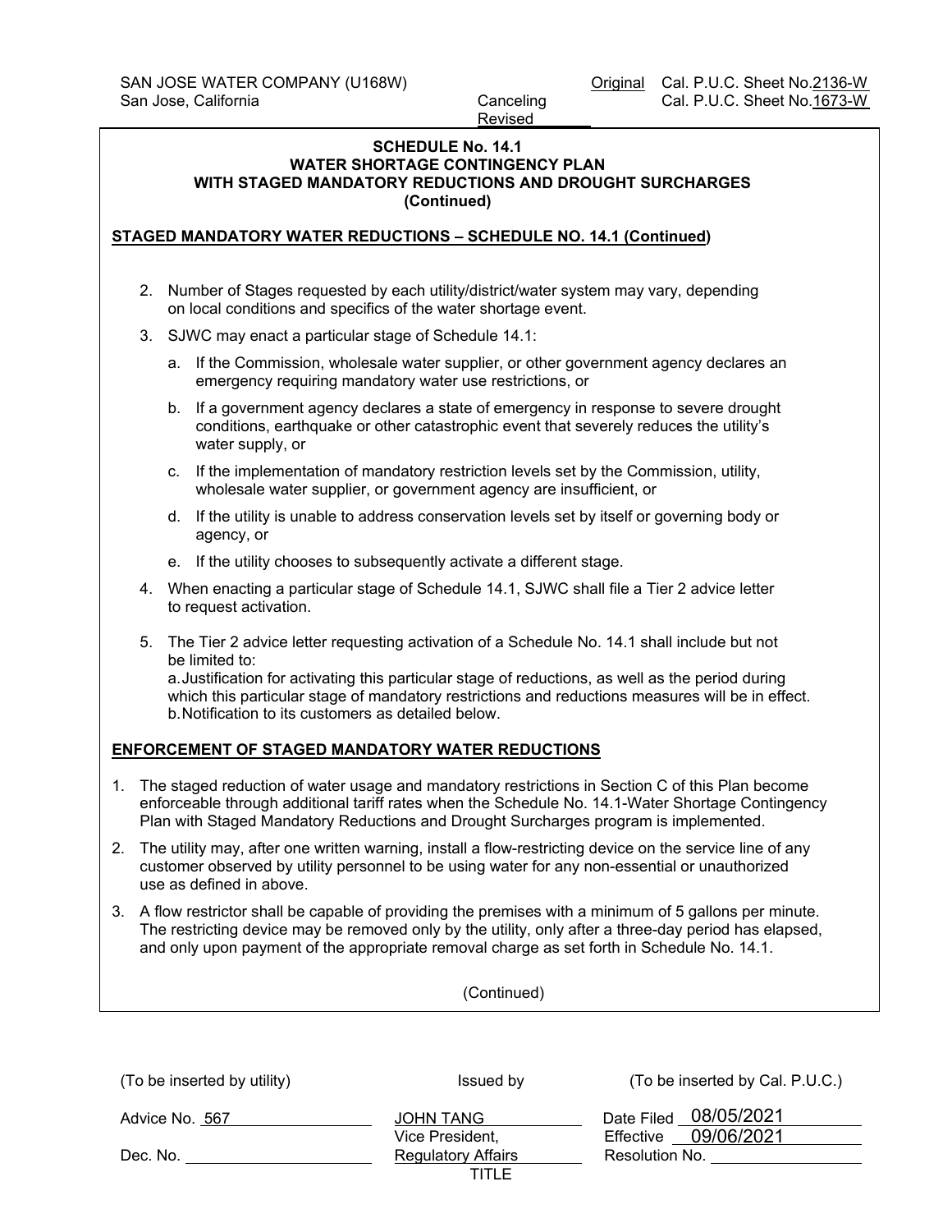SAN JOSE WATER COMPANY (U168W) Original Cal. P.U.C. Sheet No. 2136-W
San Jose, California Canceling Revised Cal. P.U.C. Sheet No. 1673-W

**SCHEDULE No. 14.1**
**WATER SHORTAGE CONTINGENCY PLAN**
**WITH STAGED MANDATORY REDUCTIONS AND DROUGHT SURCHARGES**
**(Continued)**

**STAGED MANDATORY WATER REDUCTIONS – SCHEDULE NO. 14.1 (Continued)**

2. Number of Stages requested by each utility/district/water system may vary, depending on local conditions and specifics of the water shortage event.
3. SJWC may enact a particular stage of Schedule 14.1:
   a. If the Commission, wholesale water supplier, or other government agency declares an emergency requiring mandatory water use restrictions, or
   b. If a government agency declares a state of emergency in response to severe drought conditions, earthquake or other catastrophic event that severely reduces the utility's water supply, or
   c. If the implementation of mandatory restriction levels set by the Commission, utility, wholesale water supplier, or government agency are insufficient, or
   d. If the utility is unable to address conservation levels set by itself or governing body or agency, or
   e. If the utility chooses to subsequently activate a different stage.
4. When enacting a particular stage of Schedule 14.1, SJWC shall file a Tier 2 advice letter to request activation.
5. The Tier 2 advice letter requesting activation of a Schedule No. 14.1 shall include but not be limited to:
   a. Justification for activating this particular stage of reductions, as well as the period during which this particular stage of mandatory restrictions and reductions measures will be in effect.
   b. Notification to its customers as detailed below.

**ENFORCEMENT OF STAGED MANDATORY WATER REDUCTIONS**

1. The staged reduction of water usage and mandatory restrictions in Section C of this Plan become enforceable through additional tariff rates when the Schedule No. 14.1-Water Shortage Contingency Plan with Staged Mandatory Reductions and Drought Surcharges program is implemented.
2. The utility may, after one written warning, install a flow-restricting device on the service line of any customer observed by utility personnel to be using water for any non-essential or unauthorized use as defined in above.
3. A flow restrictor shall be capable of providing the premises with a minimum of 5 gallons per minute. The restricting device may be removed only by the utility, only after a three-day period has elapsed, and only upon payment of the appropriate removal charge as set forth in Schedule No. 14.1.

(Continued)

| (To be inserted by utility) | Issued by | (To be inserted by Cal. P.U.C.) |
|---|---|---|
| Advice No. 567 | JOHN TANG | Date Filed 08/05/2021 |
| | Vice President, | Effective 09/06/2021 |
| Dec. No. | Regulatory Affairs | Resolution No. |
| | TITLE | |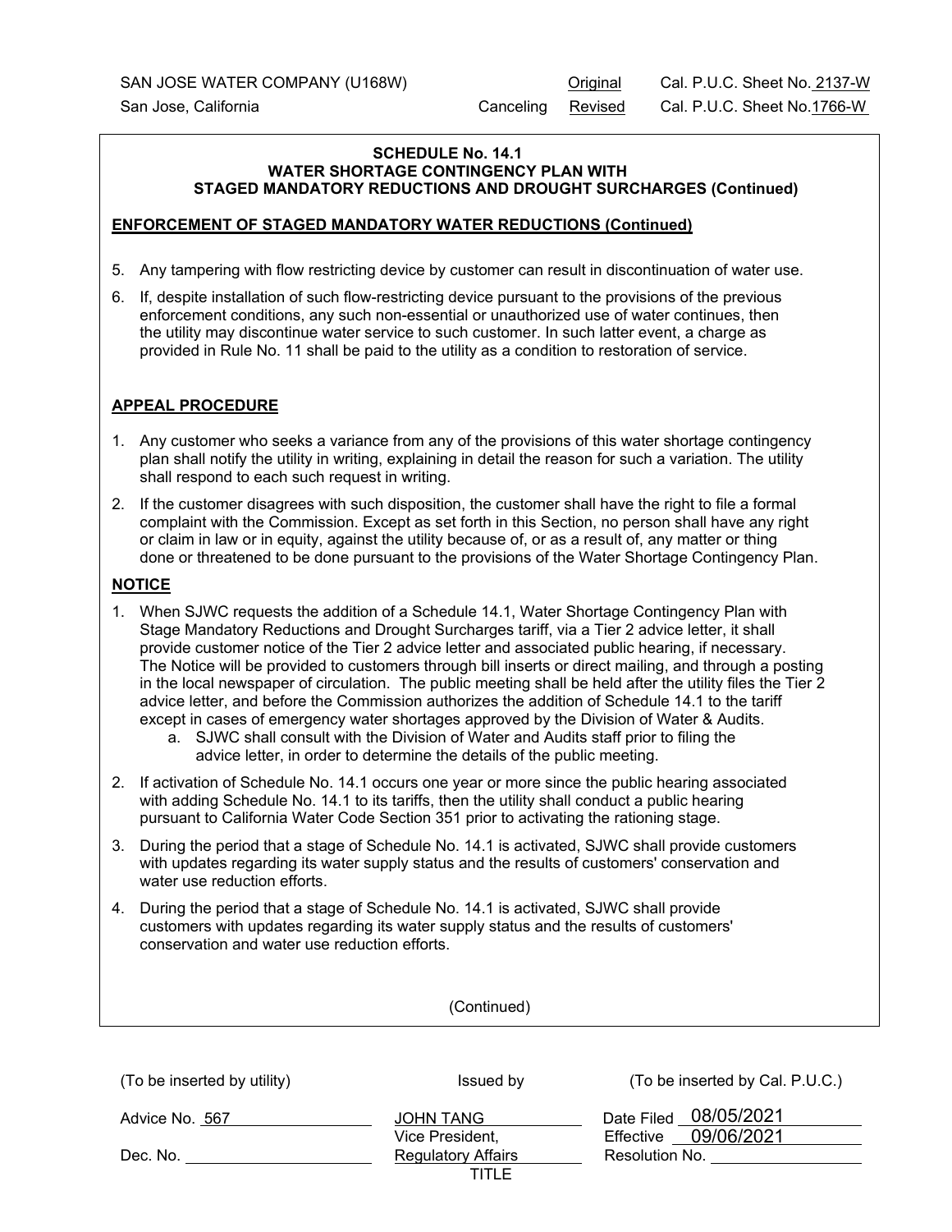SAN JOSE WATER COMPANY (U168W) | Original Cal. P.U.C. Sheet No. 2137-W
San Jose, California | Canceling Revised Cal. P.U.C. Sheet No. 1766-W

### SCHEDULE No. 14.1
### WATER SHORTAGE CONTINGENCY PLAN WITH STAGED MANDATORY REDUCTIONS AND DROUGHT SURCHARGES (Continued)

**ENFORCEMENT OF STAGED MANDATORY WATER REDUCTIONS (Continued)**

5. Any tampering with flow restricting device by customer can result in discontinuation of water use.
6. If, despite installation of such flow-restricting device pursuant to the provisions of the previous enforcement conditions, any such non-essential or unauthorized use of water continues, then the utility may discontinue water service to such customer. In such latter event, a charge as provided in Rule No. 11 shall be paid to the utility as a condition to restoration of service.

**APPEAL PROCEDURE**

1. Any customer who seeks a variance from any of the provisions of this water shortage contingency plan shall notify the utility in writing, explaining in detail the reason for such a variation. The utility shall respond to each such request in writing.
2. If the customer disagrees with such disposition, the customer shall have the right to file a formal complaint with the Commission. Except as set forth in this Section, no person shall have any right or claim in law or in equity, against the utility because of, or as a result of, any matter or thing done or threatened to be done pursuant to the provisions of the Water Shortage Contingency Plan.

**NOTICE**

1. When SJWC requests the addition of a Schedule 14.1, Water Shortage Contingency Plan with Stage Mandatory Reductions and Drought Surcharges tariff, via a Tier 2 advice letter, it shall provide customer notice of the Tier 2 advice letter and associated public hearing, if necessary. The Notice will be provided to customers through bill inserts or direct mailing, and through a posting in the local newspaper of circulation. The public meeting shall be held after the utility files the Tier 2 advice letter, and before the Commission authorizes the addition of Schedule 14.1 to the tariff except in cases of emergency water shortages approved by the Division of Water & Audits.
   a. SJWC shall consult with the Division of Water and Audits staff prior to filing the advice letter, in order to determine the details of the public meeting.
2. If activation of Schedule No. 14.1 occurs one year or more since the public hearing associated with adding Schedule No. 14.1 to its tariffs, then the utility shall conduct a public hearing pursuant to California Water Code Section 351 prior to activating the rationing stage.
3. During the period that a stage of Schedule No. 14.1 is activated, SJWC shall provide customers with updates regarding its water supply status and the results of customers' conservation and water use reduction efforts.
4. During the period that a stage of Schedule No. 14.1 is activated, SJWC shall provide customers with updates regarding its water supply status and the results of customers' conservation and water use reduction efforts.

(Continued)

| (To be inserted by utility) | Issued by | (To be inserted by Cal. P.U.C.) |
|---|---|---|
| Advice No. 567 | JOHN TANG | Date Filed 08/05/2021 |
| | Vice President, | Effective 09/06/2021 |
| Dec. No. | Regulatory Affairs | Resolution No. |
| | TITLE | |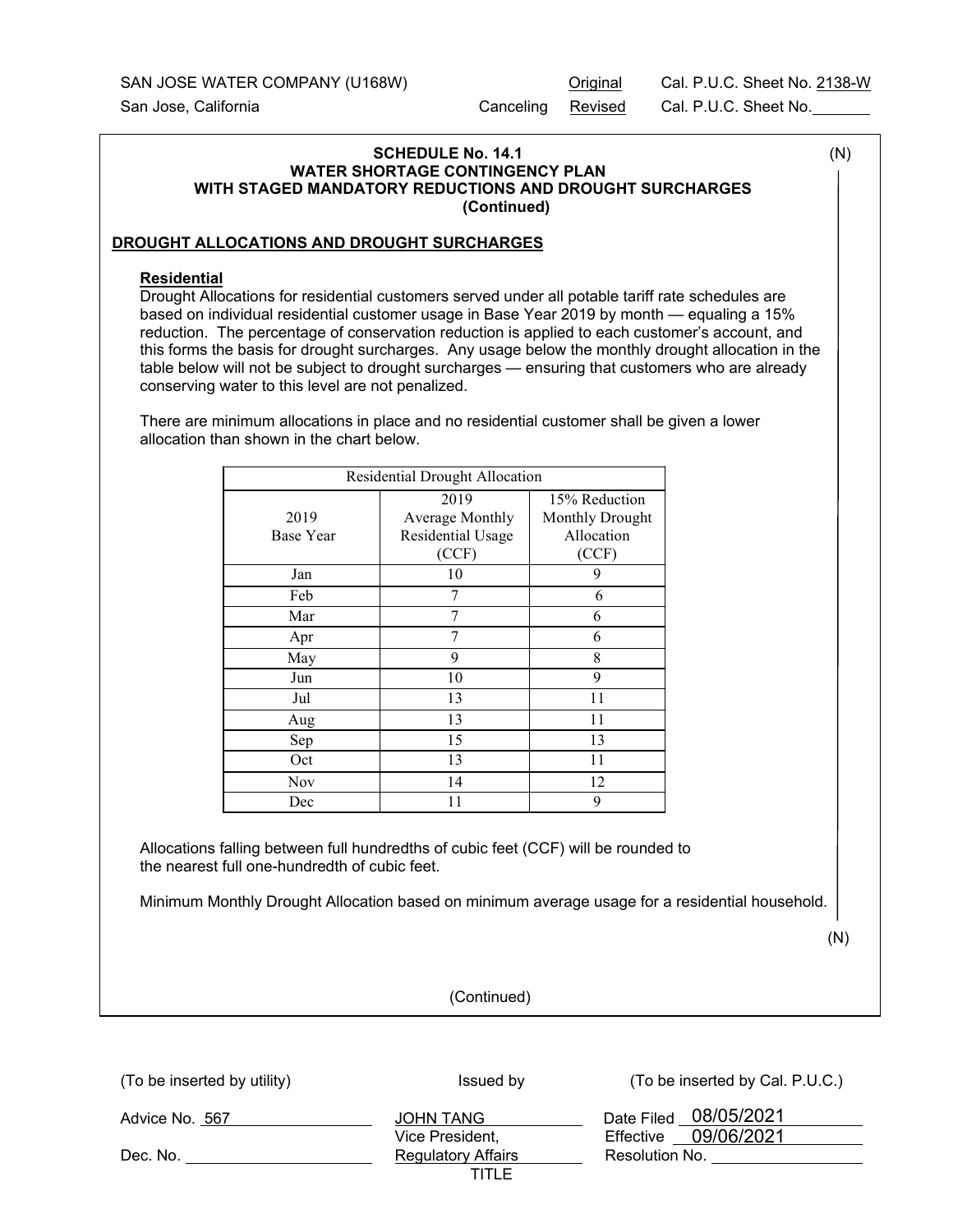SAN JOSE WATER COMPANY (U168W) Original Cal. P.U.C. Sheet No. 2138-W

San Jose, California Canceling Revised Cal. P.U.C. Sheet No.

**SCHEDULE No. 14.1**
**WATER SHORTAGE CONTINGENCY PLAN**
**WITH STAGED MANDATORY REDUCTIONS AND DROUGHT SURCHARGES**
**(Continued)**

(N)

## DROUGHT ALLOCATIONS AND DROUGHT SURCHARGES

### Residential

Drought Allocations for residential customers served under all potable tariff rate schedules are based on individual residential customer usage in Base Year 2019 by month — equaling a 15% reduction. The percentage of conservation reduction is applied to each customer's account, and this forms the basis for drought surcharges. Any usage below the monthly drought allocation in the table below will not be subject to drought surcharges — ensuring that customers who are already conserving water to this level are not penalized.

There are minimum allocations in place and no residential customer shall be given a lower allocation than shown in the chart below.

| Residential Drought Allocation | | |
|---|---|---|
| 2019 Base Year | 2019 Average Monthly Residential Usage (CCF) | 15% Reduction Monthly Drought Allocation (CCF) |
| Jan | 10 | 9 |
| Feb | 7 | 6 |
| Mar | 7 | 6 |
| Apr | 7 | 6 |
| May | 9 | 8 |
| Jun | 10 | 9 |
| Jul | 13 | 11 |
| Aug | 13 | 11 |
| Sep | 15 | 13 |
| Oct | 13 | 11 |
| Nov | 14 | 12 |
| Dec | 11 | 9 |

Allocations falling between full hundredths of cubic feet (CCF) will be rounded to the nearest full one-hundredth of cubic feet.

Minimum Monthly Drought Allocation based on minimum average usage for a residential household.

(N)

(Continued)

| (To be inserted by utility) | Issued by | (To be inserted by Cal. P.U.C.) |
|---|---|---|
| Advice No. 567 | JOHN TANG | Date Filed 08/05/2021 |
| | Vice President, | Effective 09/06/2021 |
| Dec. No. | Regulatory Affairs | Resolution No. |
| | TITLE | |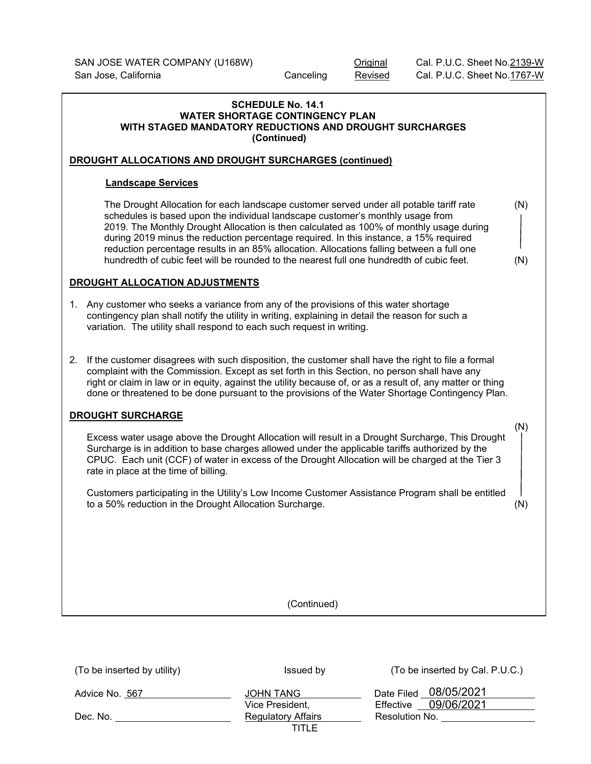SAN JOSE WATER COMPANY (U168W) Original Cal. P.U.C. Sheet No. 2139-W
San Jose, California Canceling Revised Cal. P.U.C. Sheet No. 1767-W

**SCHEDULE No. 14.1**
**WATER SHORTAGE CONTINGENCY PLAN**
**WITH STAGED MANDATORY REDUCTIONS AND DROUGHT SURCHARGES**
**(Continued)**

## DROUGHT ALLOCATIONS AND DROUGHT SURCHARGES (continued)

### Landscape Services

The Drought Allocation for each landscape customer served under all potable tariff rate schedules is based upon the individual landscape customer's monthly usage from 2019. The Monthly Drought Allocation is then calculated as 100% of monthly usage during during 2019 minus the reduction percentage required. In this instance, a 15% required reduction percentage results in an 85% allocation. Allocations falling between a full one hundredth of cubic feet will be rounded to the nearest full one hundredth of cubic feet. (N)

## DROUGHT ALLOCATION ADJUSTMENTS

1. Any customer who seeks a variance from any of the provisions of this water shortage contingency plan shall notify the utility in writing, explaining in detail the reason for such a variation. The utility shall respond to each such request in writing.

2. If the customer disagrees with such disposition, the customer shall have the right to file a formal complaint with the Commission. Except as set forth in this Section, no person shall have any right or claim in law or in equity, against the utility because of, or as a result of, any matter or thing done or threatened to be done pursuant to the provisions of the Water Shortage Contingency Plan.

## DROUGHT SURCHARGE

Excess water usage above the Drought Allocation will result in a Drought Surcharge, This Drought Surcharge is in addition to base charges allowed under the applicable tariffs authorized by the CPUC. Each unit (CCF) of water in excess of the Drought Allocation will be charged at the Tier 3 rate in place at the time of billing. (N)

Customers participating in the Utility's Low Income Customer Assistance Program shall be entitled to a 50% reduction in the Drought Allocation Surcharge. (N)

(Continued)

| (To be inserted by utility) | Issued by | (To be inserted by Cal. P.U.C.) |
|---|---|---|
| Advice No. 567 | JOHN TANG | Date Filed 08/05/2021 |
| | Vice President, | Effective 09/06/2021 |
| Dec. No. | Regulatory Affairs | Resolution No. |
| | TITLE | |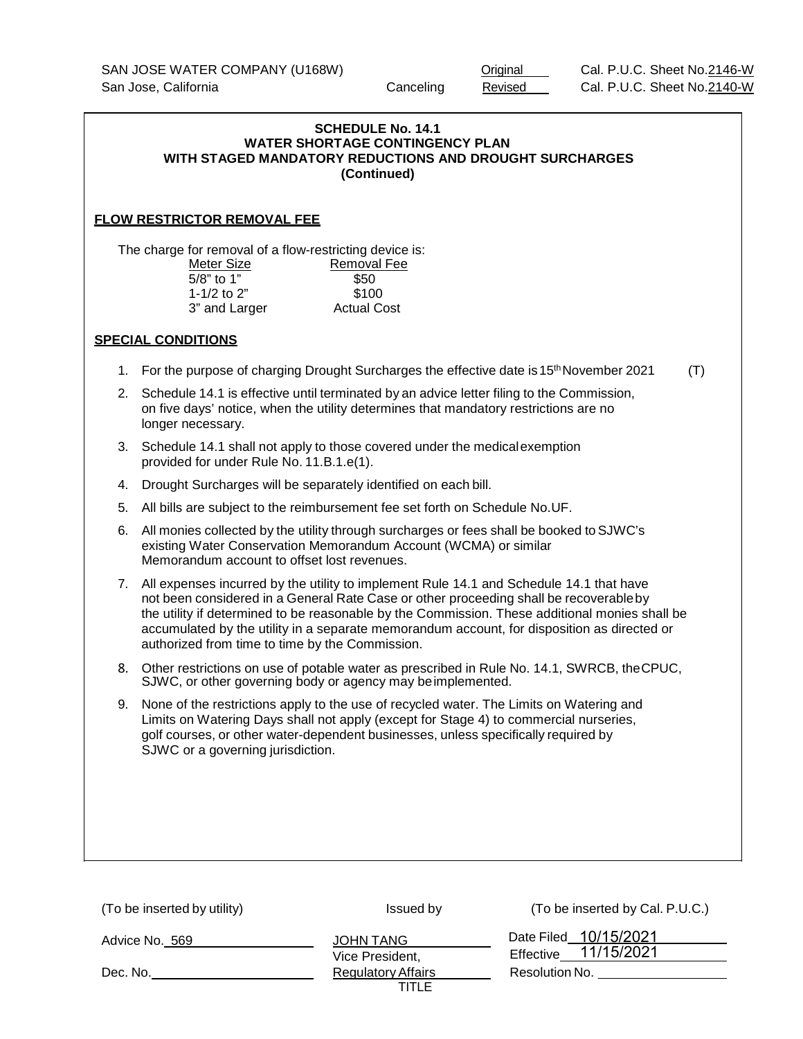SAN JOSE WATER COMPANY (U168W) Original Cal. P.U.C. Sheet No.2146-W
San Jose, California Canceling Revised Cal. P.U.C. Sheet No.2140-W

**SCHEDULE No. 14.1**
**WATER SHORTAGE CONTINGENCY PLAN**
**WITH STAGED MANDATORY REDUCTIONS AND DROUGHT SURCHARGES**
**(Continued)**

**FLOW RESTRICTOR REMOVAL FEE**

The charge for removal of a flow-restricting device is:

| Meter Size | Removal Fee |
|---|---|
| 5/8" to 1" | $50 |
| 1-1/2 to 2" | $100 |
| 3" and Larger | Actual Cost |

**SPECIAL CONDITIONS**

1. For the purpose of charging Drought Surcharges the effective date is 15th November 2021 (T)
2. Schedule 14.1 is effective until terminated by an advice letter filing to the Commission, on five days' notice, when the utility determines that mandatory restrictions are no longer necessary.
3. Schedule 14.1 shall not apply to those covered under the medical exemption provided for under Rule No. 11.B.1.e(1).
4. Drought Surcharges will be separately identified on each bill.
5. All bills are subject to the reimbursement fee set forth on Schedule No.UF.
6. All monies collected by the utility through surcharges or fees shall be booked to SJWC's existing Water Conservation Memorandum Account (WCMA) or similar Memorandum account to offset lost revenues.
7. All expenses incurred by the utility to implement Rule 14.1 and Schedule 14.1 that have not been considered in a General Rate Case or other proceeding shall be recoverable by the utility if determined to be reasonable by the Commission. These additional monies shall be accumulated by the utility in a separate memorandum account, for disposition as directed or authorized from time to time by the Commission.
8. Other restrictions on use of potable water as prescribed in Rule No. 14.1, SWRCB, the CPUC, SJWC, or other governing body or agency may be implemented.
9. None of the restrictions apply to the use of recycled water. The Limits on Watering and Limits on Watering Days shall not apply (except for Stage 4) to commercial nurseries, golf courses, or other water-dependent businesses, unless specifically required by SJWC or a governing jurisdiction.

(To be inserted by utility) Issued by (To be inserted by Cal. P.U.C.)

Advice No. 569 JOHN TANG Date Filed 10/15/2021
Vice President, Effective 11/15/2021
Dec. No. Regulatory Affairs Resolution No.
TITLE